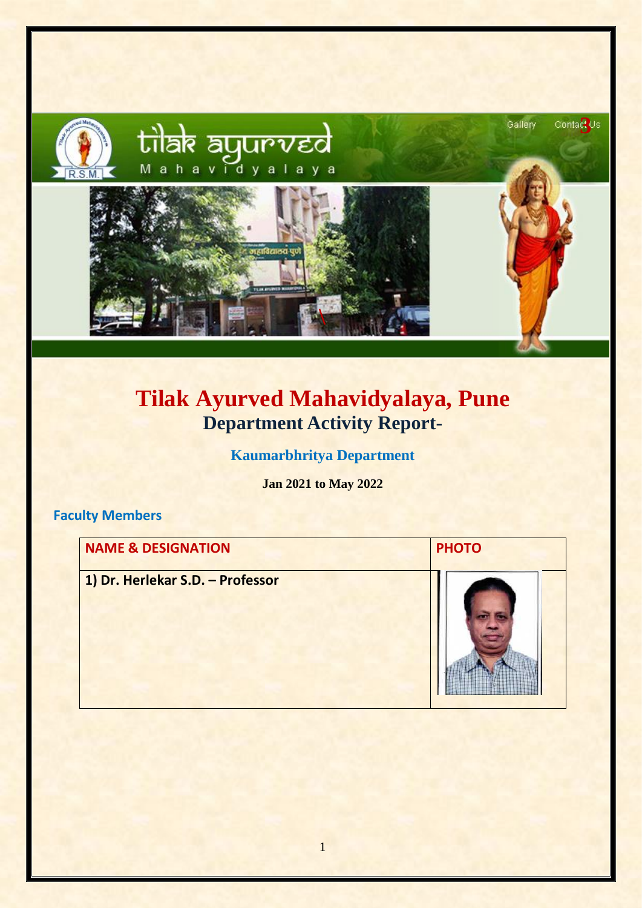# Tilak Ayurved Mahavidyalaya, Pune

## Department Activity Report-

### Kaumarbhritya Department

**Jan 2021 to May 2022**

### Faculty Members

| NAME & DESIGNATION | PHOTO |
| --- | --- |
| 1) Dr. Herlekar S.D. – Professor | |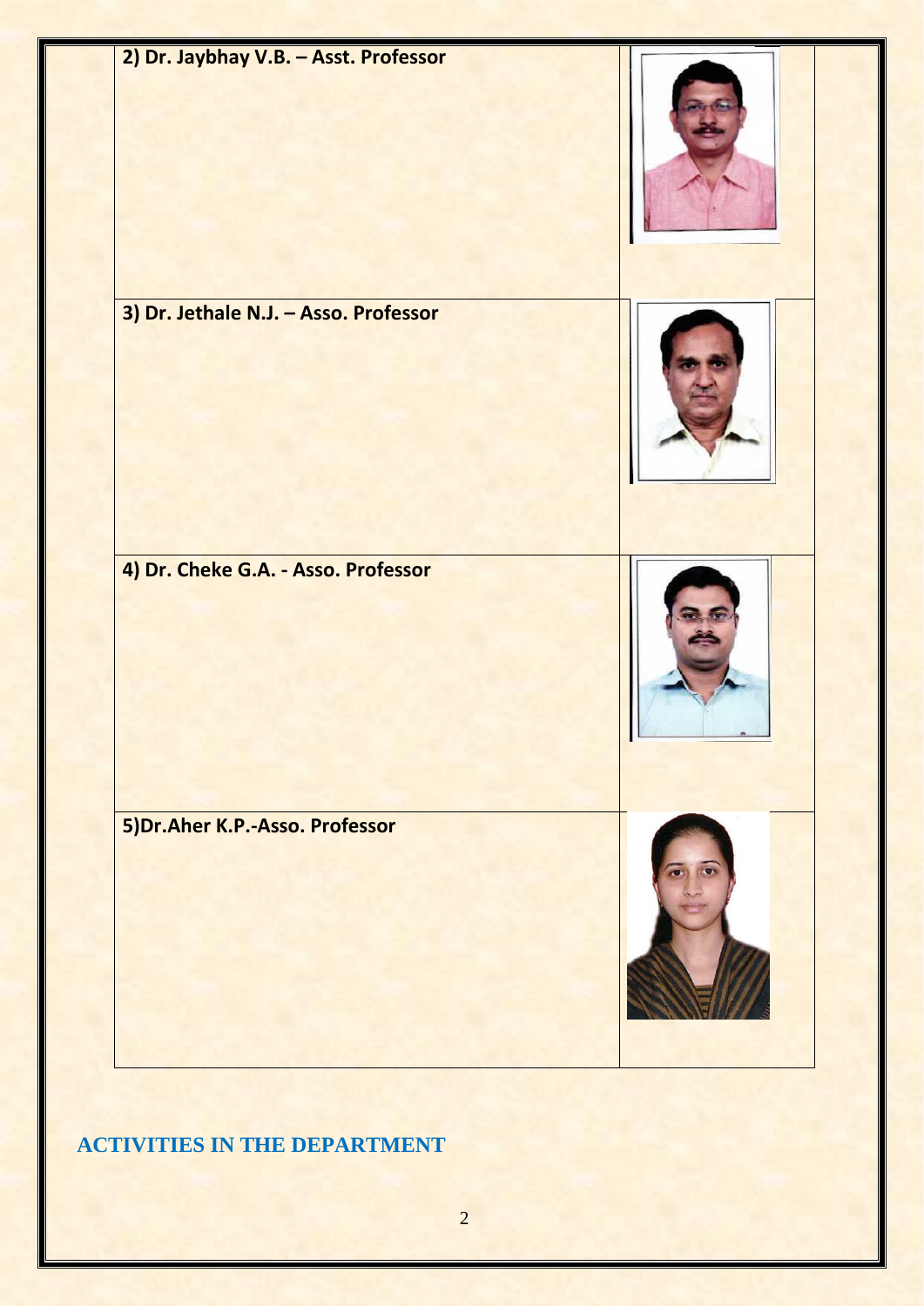| | |
|---|---|
| **2) Dr. Jaybhay V.B. – Asst. Professor** | |
| **3) Dr. Jethale N.J. – Asso. Professor** | |
| **4) Dr. Cheke G.A. - Asso. Professor** | |
| **5)Dr.Aher K.P.-Asso. Professor** | |

## ACTIVITIES IN THE DEPARTMENT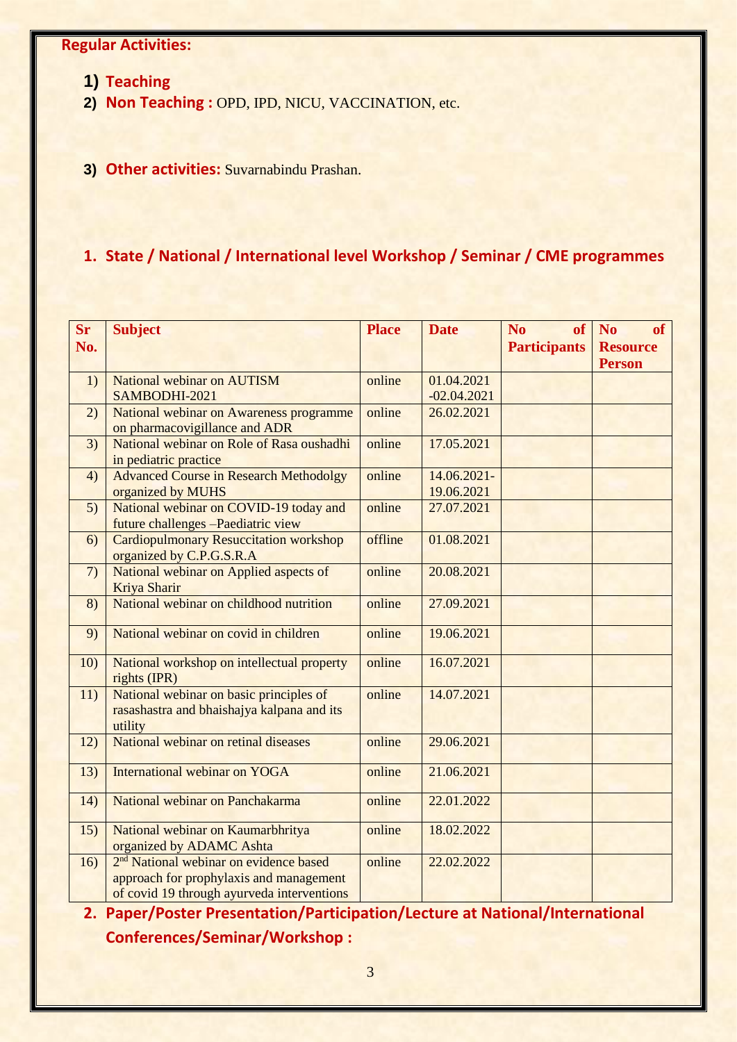**Regular Activities:**

1) **Teaching**
2) **Non Teaching :** OPD, IPD, NICU, VACCINATION, etc.

3) **Other activities:** Suvarnabindu Prashan.

## 1. State / National / International level Workshop / Seminar / CME programmes

| Sr No. | Subject | Place | Date | No of Participants | No of Resource Person |
|---|---|---|---|---|---|
| 1) | National webinar on AUTISM SAMBODHI-2021 | online | 01.04.2021 -02.04.2021 | | |
| 2) | National webinar on Awareness programme on pharmacovigillance and ADR | online | 26.02.2021 | | |
| 3) | National webinar on Role of Rasa oushadhi in pediatric practice | online | 17.05.2021 | | |
| 4) | Advanced Course in Research Methodolgy organized by MUHS | online | 14.06.2021-19.06.2021 | | |
| 5) | National webinar on COVID-19 today and future challenges –Paediatric view | online | 27.07.2021 | | |
| 6) | Cardiopulmonary Resuccitation workshop organized by C.P.G.S.R.A | offline | 01.08.2021 | | |
| 7) | National webinar on Applied aspects of Kriya Sharir | online | 20.08.2021 | | |
| 8) | National webinar on childhood nutrition | online | 27.09.2021 | | |
| 9) | National webinar on covid in children | online | 19.06.2021 | | |
| 10) | National workshop on intellectual property rights (IPR) | online | 16.07.2021 | | |
| 11) | National webinar on basic principles of rasashastra and bhaishajya kalpana and its utility | online | 14.07.2021 | | |
| 12) | National webinar on retinal diseases | online | 29.06.2021 | | |
| 13) | International webinar on YOGA | online | 21.06.2021 | | |
| 14) | National webinar on Panchakarma | online | 22.01.2022 | | |
| 15) | National webinar on Kaumarbhritya organized by ADAMC Ashta | online | 18.02.2022 | | |
| 16) | 2nd National webinar on evidence based approach for prophylaxis and management of covid 19 through ayurveda interventions | online | 22.02.2022 | | |

## 2. Paper/Poster Presentation/Participation/Lecture at National/International Conferences/Seminar/Workshop :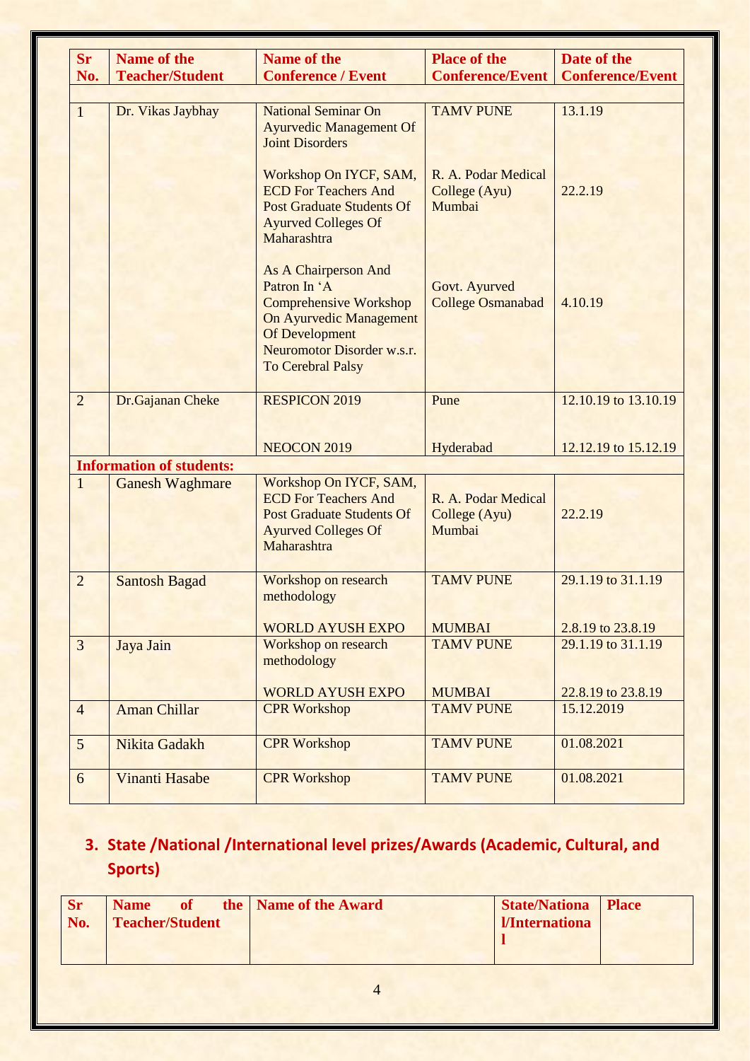| Sr No. | Name of the Teacher/Student | Name of the Conference / Event | Place of the Conference/Event | Date of the Conference/Event |
|---|---|---|---|---|
| 1 | Dr. Vikas Jaybhay | National Seminar On Ayurvedic Management Of Joint Disorders | TAMV PUNE | 13.1.19 |
| | | Workshop On IYCF, SAM, ECD For Teachers And Post Graduate Students Of Ayurved Colleges Of Maharashtra | R. A. Podar Medical College (Ayu) Mumbai | 22.2.19 |
| | | As A Chairperson And Patron In 'A Comprehensive Workshop On Ayurvedic Management Of Development Neuromotor Disorder w.s.r. To Cerebral Palsy | Govt. Ayurved College Osmanabad | 4.10.19 |
| 2 | Dr.Gajanan Cheke | RESPICON 2019 | Pune | 12.10.19 to 13.10.19 |
| | | NEOCON 2019 | Hyderabad | 12.12.19 to 15.12.19 |
| **Information of students:** | | | | |
| 1 | Ganesh Waghmare | Workshop On IYCF, SAM, ECD For Teachers And Post Graduate Students Of Ayurved Colleges Of Maharashtra | R. A. Podar Medical College (Ayu) Mumbai | 22.2.19 |
| 2 | Santosh Bagad | Workshop on research methodology | TAMV PUNE | 29.1.19 to 31.1.19 |
| | | WORLD AYUSH EXPO | MUMBAI | 2.8.19 to 23.8.19 |
| 3 | Jaya Jain | Workshop on research methodology | TAMV PUNE | 29.1.19 to 31.1.19 |
| | | WORLD AYUSH EXPO | MUMBAI | 22.8.19 to 23.8.19 |
| 4 | Aman Chillar | CPR Workshop | TAMV PUNE | 15.12.2019 |
| 5 | Nikita Gadakh | CPR Workshop | TAMV PUNE | 01.08.2021 |
| 6 | Vinanti Hasabe | CPR Workshop | TAMV PUNE | 01.08.2021 |

## 3. State /National /International level prizes/Awards (Academic, Cultural, and Sports)

| Sr No. | Name of the Teacher/Student | Name of the Award | State/National/International | Place |
|---|---|---|---|---|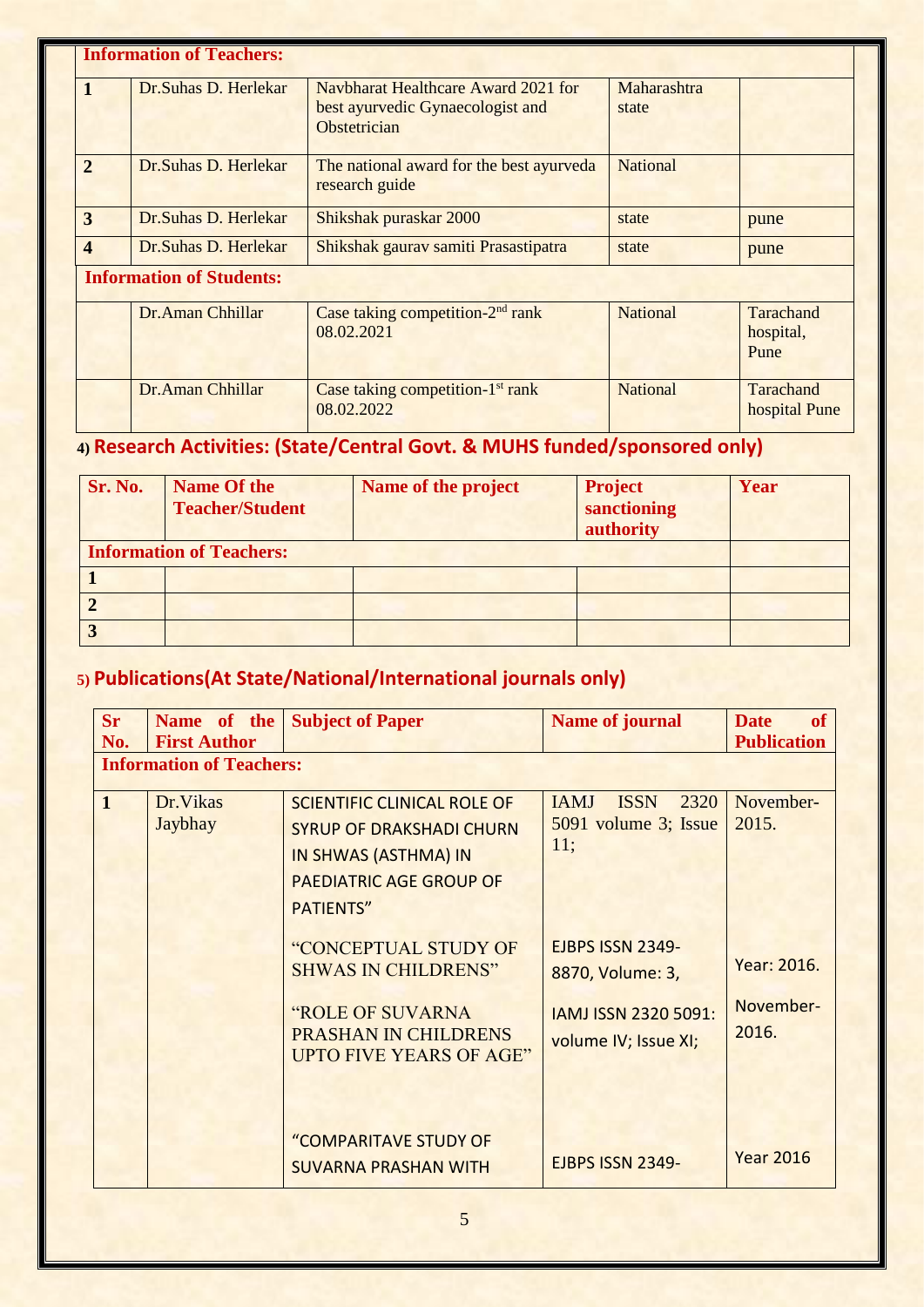| | | | | |
|---|---|---|---|---|
| **Information of Teachers:** | | | | |
| **1** | Dr.Suhas D. Herlekar | Navbharat Healthcare Award 2021 for best ayurvedic Gynaecologist and Obstetrician | Maharashtra state | |
| **2** | Dr.Suhas D. Herlekar | The national award for the best ayurveda research guide | National | |
| **3** | Dr.Suhas D. Herlekar | Shikshak puraskar 2000 | state | pune |
| **4** | Dr.Suhas D. Herlekar | Shikshak gaurav samiti Prasastipatra | state | pune |
| **Information of Students:** | | | | |
| | Dr.Aman Chhillar | Case taking competition-2nd rank 08.02.2021 | National | Tarachand hospital, Pune |
| | Dr.Aman Chhillar | Case taking competition-1st rank 08.02.2022 | National | Tarachand hospital Pune |

## 4) Research Activities: (State/Central Govt. & MUHS funded/sponsored only)

| Sr. No. | Name Of the Teacher/Student | Name of the project | Project sanctioning authority | Year |
|---|---|---|---|---|
| **Information of Teachers:** | | | | |
| **1** | | | | |
| **2** | | | | |
| **3** | | | | |

## 5) Publications(At State/National/International journals only)

| Sr No. | Name of the First Author | Subject of Paper | Name of journal | Date of Publication |
|---|---|---|---|---|
| **Information of Teachers:** | | | | |
| **1** | Dr.Vikas Jaybhay | SCIENTIFIC CLINICAL ROLE OF SYRUP OF DRAKSHADI CHURN IN SHWAS (ASTHMA) IN PAEDIATRIC AGE GROUP OF PATIENTS” | IAMJ ISSN 2320 5091 volume 3; Issue 11; | November-2015. |
| | | “CONCEPTUAL STUDY OF SHWAS IN CHILDRENS” | EJBPS ISSN 2349-8870, Volume: 3, | Year: 2016. |
| | | “ROLE OF SUVARNA PRASHAN IN CHILDRENS UPTO FIVE YEARS OF AGE” | IAMJ ISSN 2320 5091: volume IV; Issue XI; | November-2016. |
| | | “COMPARITAVE STUDY OF SUVARNA PRASHAN WITH | EJBPS ISSN 2349- | Year 2016 |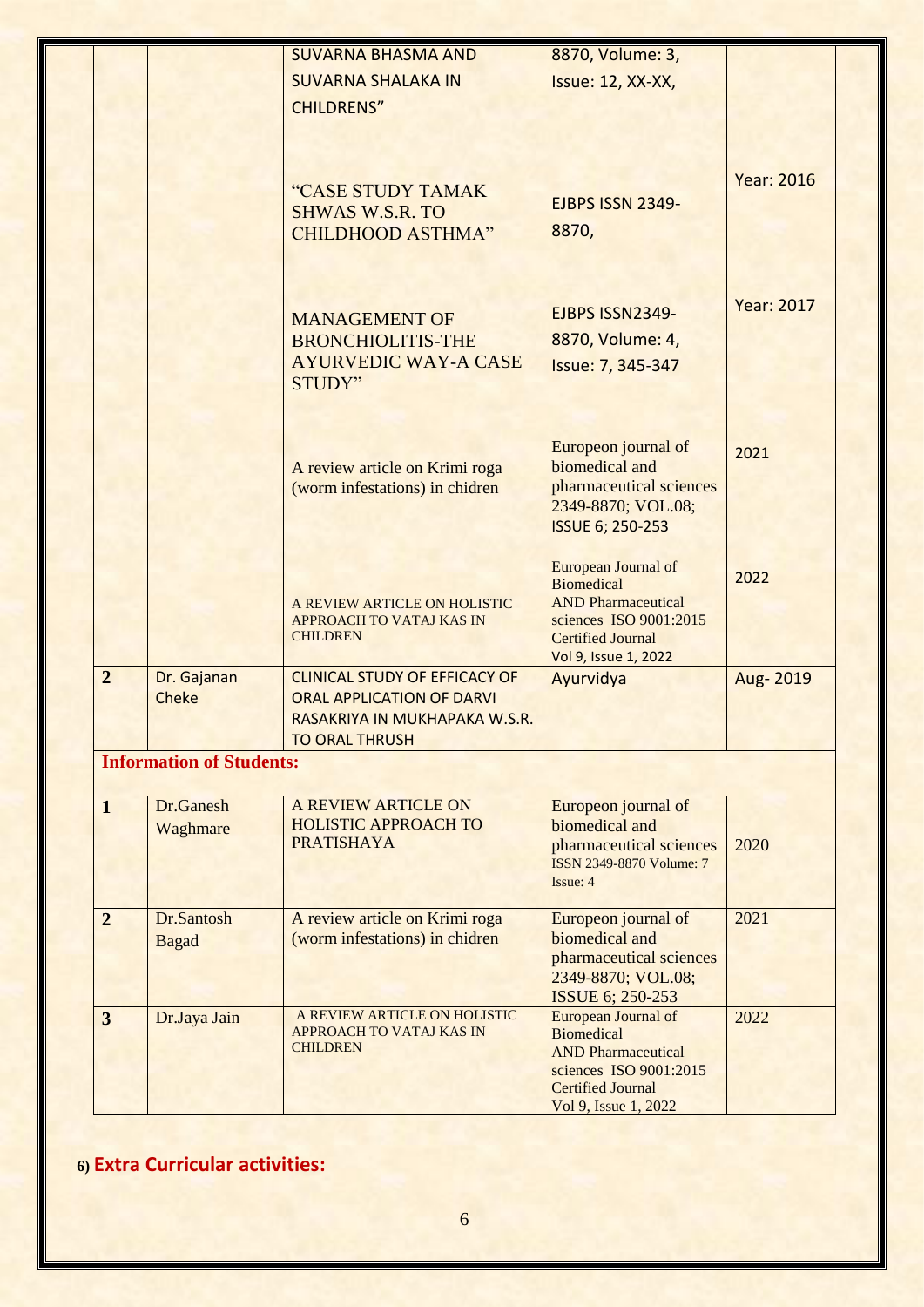| | | | | |
|---|---|---|---|---|
| | | SUVARNA BHASMA AND SUVARNA SHALAKA IN CHILDRENS" | 8870, Volume: 3, Issue: 12, XX-XX, | |
| | | "CASE STUDY TAMAK SHWAS W.S.R. TO CHILDHOOD ASTHMA" | EJBPS ISSN 2349-8870, | Year: 2016 |
| | | MANAGEMENT OF BRONCHIOLITIS-THE AYURVEDIC WAY-A CASE STUDY" | EJBPS ISSN2349-8870, Volume: 4, Issue: 7, 345-347 | Year: 2017 |
| | | A review article on Krimi roga (worm infestations) in chidren | Europeon journal of biomedical and pharmaceutical sciences 2349-8870; VOL.08; ISSUE 6; 250-253 | 2021 |
| | | A REVIEW ARTICLE ON HOLISTIC APPROACH TO VATAJ KAS IN CHILDREN | European Journal of Biomedical AND Pharmaceutical sciences ISO 9001:2015 Certified Journal Vol 9, Issue 1, 2022 | 2022 |
| **2** | Dr. Gajanan Cheke | CLINICAL STUDY OF EFFICACY OF ORAL APPLICATION OF DARVI RASAKRIYA IN MUKHAPAKA W.S.R. TO ORAL THRUSH | Ayurvidya | Aug- 2019 |
| **Information of Students:** | | | | |
| **1** | Dr.Ganesh Waghmare | A REVIEW ARTICLE ON HOLISTIC APPROACH TO PRATISHAYA | Europeon journal of biomedical and pharmaceutical sciences ISSN 2349-8870 Volume: 7 Issue: 4 | 2020 |
| **2** | Dr.Santosh Bagad | A review article on Krimi roga (worm infestations) in chidren | Europeon journal of biomedical and pharmaceutical sciences 2349-8870; VOL.08; ISSUE 6; 250-253 | 2021 |
| **3** | Dr.Jaya Jain | A REVIEW ARTICLE ON HOLISTIC APPROACH TO VATAJ KAS IN CHILDREN | European Journal of Biomedical AND Pharmaceutical sciences ISO 9001:2015 Certified Journal Vol 9, Issue 1, 2022 | 2022 |

**6) Extra Curricular activities:**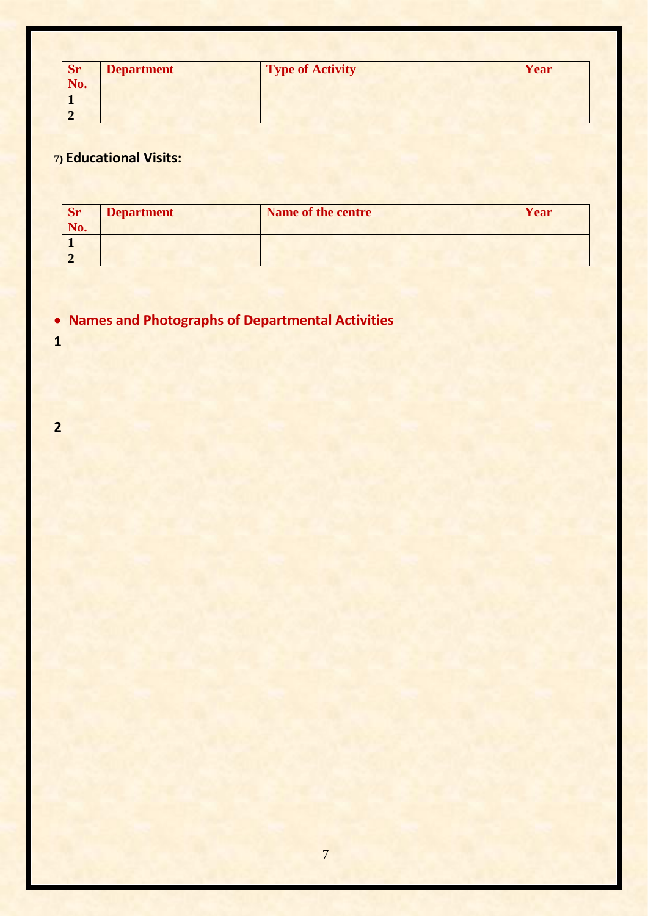| Sr No. | Department | Type of Activity | Year |
|---|---|---|---|
| 1 | | | |
| 2 | | | |

**7) Educational Visits:**

| Sr No. | Department | Name of the centre | Year |
|---|---|---|---|
| 1 | | | |
| 2 | | | |

- **Names and Photographs of Departmental Activities**

**1**

**2**